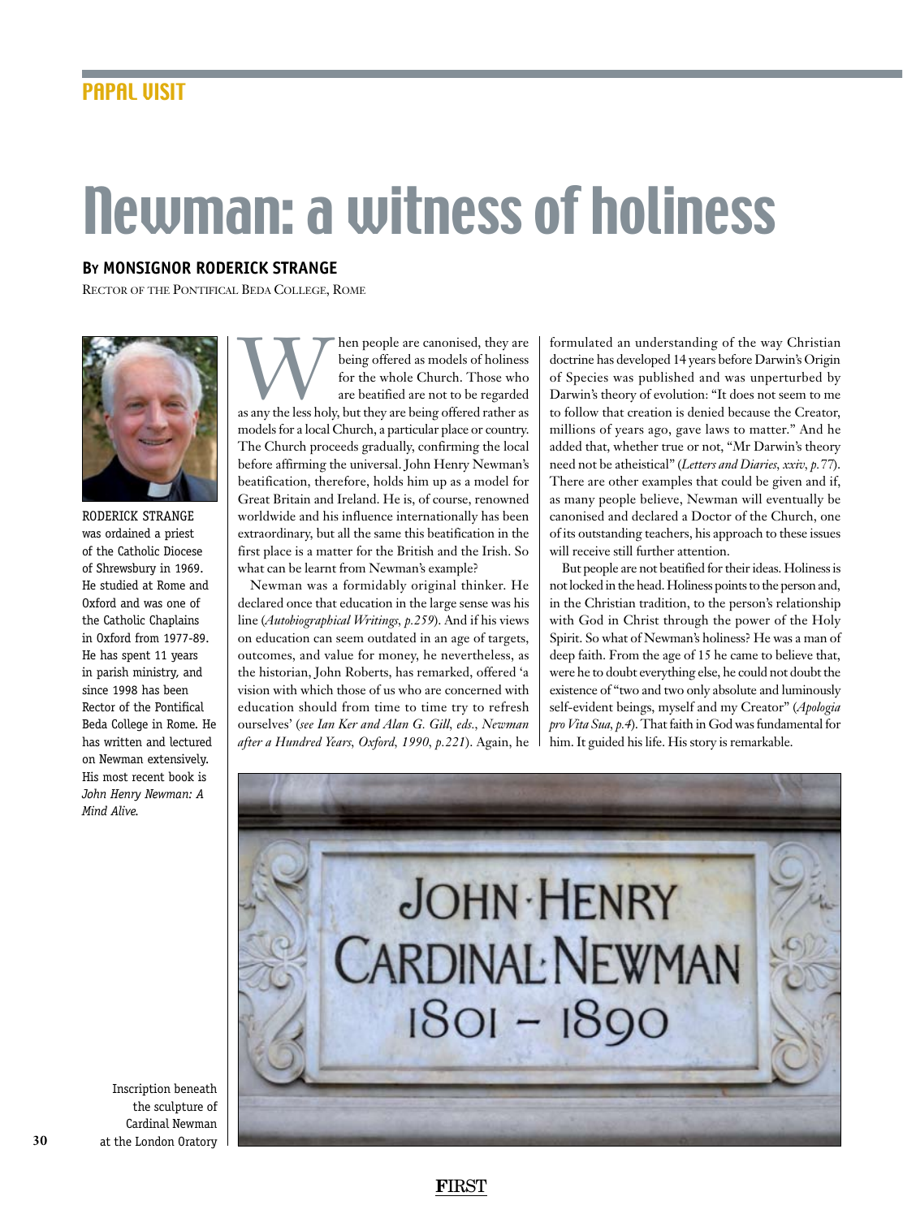PAPAL VISIT

# Newman: a witness of holiness

**By MONSIGNOR RODERICK STRANGE**

Rector of the Pontifical Beda College, Rome

RODERICK STRANGE was ordained a priest of the Catholic Diocese of Shrewsbury in 1969. He studied at Rome and Oxford and was one of the Catholic Chaplains in Oxford from 1977-89. He has spent 11 years in parish ministry, and since 1998 has been Rector of the Pontifical Beda College in Rome. He has written and lectured on Newman extensively. His most recent book is *John Henry Newman: A Mind Alive.*

When people are canonised, they are being offered as models of holiness for the whole Church. Those who are beatified are not to be regarded as any the less holy, but they are being offered rather as models for a local Church, a particular place or country. The Church proceeds gradually, confirming the local before affirming the universal. John Henry Newman's beatification, therefore, holds him up as a model for Great Britain and Ireland. He is, of course, renowned worldwide and his influence internationally has been extraordinary, but all the same this beatification in the first place is a matter for the British and the Irish. So what can be learnt from Newman's example?

Newman was a formidably original thinker. He declared once that education in the large sense was his line (*Autobiographical Writings, p.259*). And if his views on education can seem outdated in an age of targets, outcomes, and value for money, he nevertheless, as the historian, John Roberts, has remarked, offered 'a vision with which those of us who are concerned with education should from time to time try to refresh ourselves' (*see Ian Ker and Alan G. Gill, eds., Newman after a Hundred Years, Oxford, 1990, p.221*). Again, he formulated an understanding of the way Christian doctrine has developed 14 years before Darwin's Origin of Species was published and was unperturbed by Darwin's theory of evolution: "It does not seem to me to follow that creation is denied because the Creator, millions of years ago, gave laws to matter." And he added that, whether true or not, "Mr Darwin's theory need not be atheistical" (*Letters and Diaries, xxiv, p.77*). There are other examples that could be given and if, as many people believe, Newman will eventually be canonised and declared a Doctor of the Church, one of its outstanding teachers, his approach to these issues will receive still further attention.

But people are not beatified for their ideas. Holiness is not locked in the head. Holiness points to the person and, in the Christian tradition, to the person's relationship with God in Christ through the power of the Holy Spirit. So what of Newman's holiness? He was a man of deep faith. From the age of 15 he came to believe that, were he to doubt everything else, he could not doubt the existence of "two and two only absolute and luminously self-evident beings, myself and my Creator" (*Apologia pro Vita Sua, p.4*). That faith in God was fundamental for him. It guided his life. His story is remarkable.

Inscription beneath the sculpture of Cardinal Newman at the London Oratory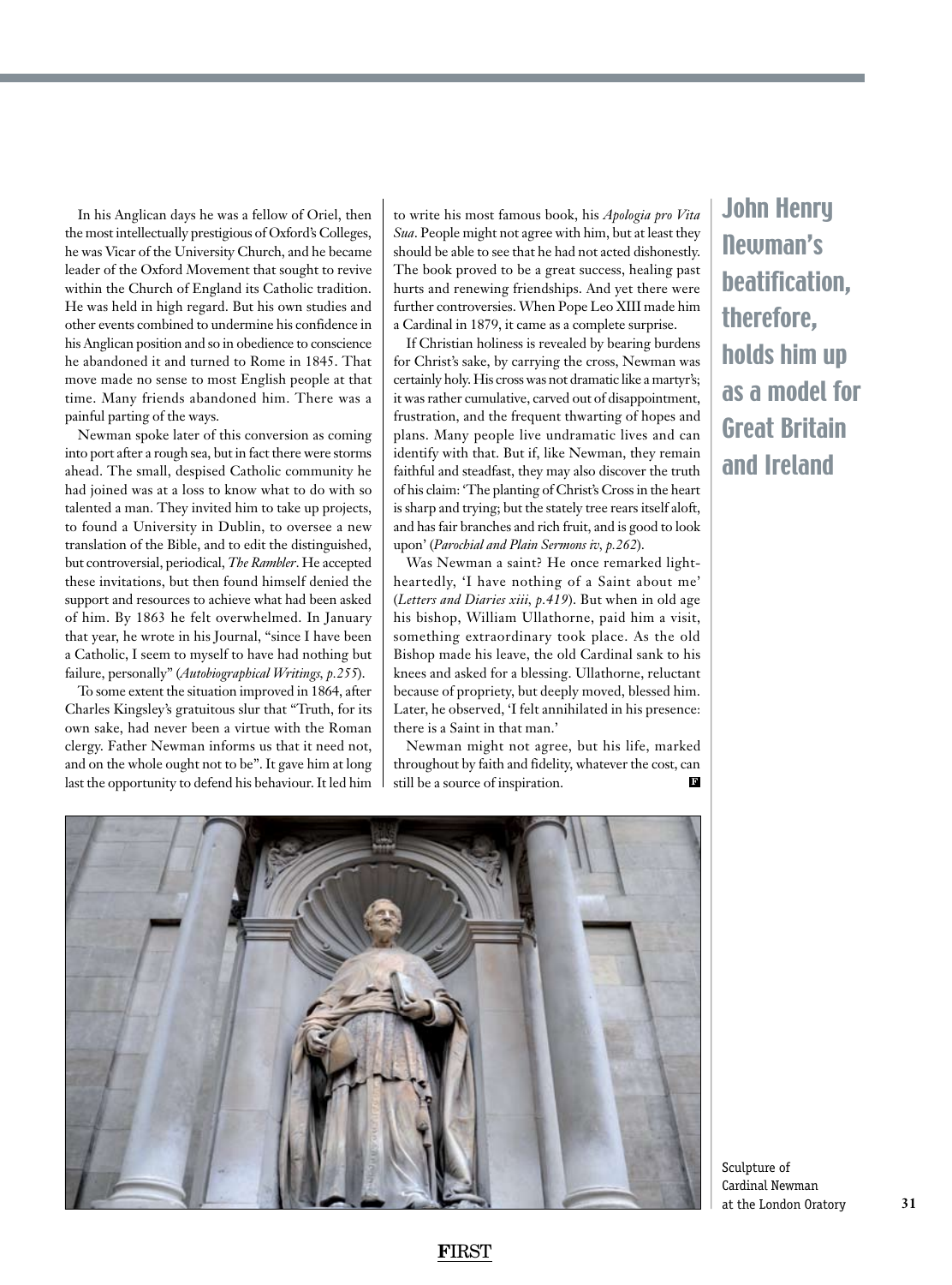In his Anglican days he was a fellow of Oriel, then the most intellectually prestigious of Oxford's Colleges, he was Vicar of the University Church, and he became leader of the Oxford Movement that sought to revive within the Church of England its Catholic tradition. He was held in high regard. But his own studies and other events combined to undermine his confidence in his Anglican position and so in obedience to conscience he abandoned it and turned to Rome in 1845. That move made no sense to most English people at that time. Many friends abandoned him. There was a painful parting of the ways.

Newman spoke later of this conversion as coming into port after a rough sea, but in fact there were storms ahead. The small, despised Catholic community he had joined was at a loss to know what to do with so talented a man. They invited him to take up projects, to found a University in Dublin, to oversee a new translation of the Bible, and to edit the distinguished, but controversial, periodical, *The Rambler*. He accepted these invitations, but then found himself denied the support and resources to achieve what had been asked of him. By 1863 he felt overwhelmed. In January that year, he wrote in his Journal, "since I have been a Catholic, I seem to myself to have had nothing but failure, personally" (*Autobiographical Writings, p.255*).

To some extent the situation improved in 1864, after Charles Kingsley's gratuitous slur that "Truth, for its own sake, had never been a virtue with the Roman clergy. Father Newman informs us that it need not, and on the whole ought not to be". It gave him at long last the opportunity to defend his behaviour. It led him to write his most famous book, his *Apologia pro Vita Sua*. People might not agree with him, but at least they should be able to see that he had not acted dishonestly. The book proved to be a great success, healing past hurts and renewing friendships. And yet there were further controversies. When Pope Leo XIII made him a Cardinal in 1879, it came as a complete surprise.

If Christian holiness is revealed by bearing burdens for Christ's sake, by carrying the cross, Newman was certainly holy. His cross was not dramatic like a martyr's; it was rather cumulative, carved out of disappointment, frustration, and the frequent thwarting of hopes and plans. Many people live undramatic lives and can identify with that. But if, like Newman, they remain faithful and steadfast, they may also discover the truth of his claim: 'The planting of Christ's Cross in the heart is sharp and trying; but the stately tree rears itself aloft, and has fair branches and rich fruit, and is good to look upon' (*Parochial and Plain Sermons iv, p.262*).

Was Newman a saint? He once remarked light-heartedly, 'I have nothing of a Saint about me' (*Letters and Diaries xiii, p.419*). But when in old age his bishop, William Ullathorne, paid him a visit, something extraordinary took place. As the old Bishop made his leave, the old Cardinal sank to his knees and asked for a blessing. Ullathorne, reluctant because of propriety, but deeply moved, blessed him. Later, he observed, 'I felt annihilated in his presence: there is a Saint in that man.'

Newman might not agree, but his life, marked throughout by faith and fidelity, whatever the cost, can still be a source of inspiration.

**John Henry Newman's beatification, therefore, holds him up as a model for Great Britain and Ireland**

Sculpture of Cardinal Newman at the London Oratory